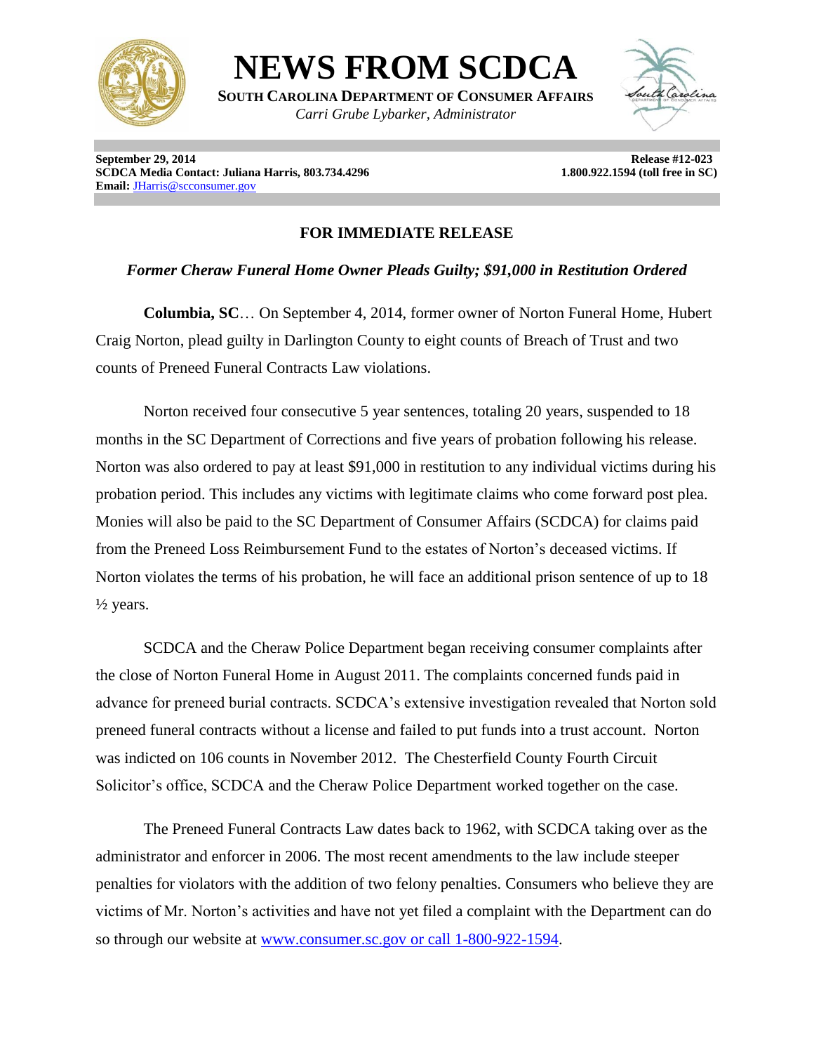# NEWS FROM SCDCA

**SOUTH CAROLINA DEPARTMENT OF CONSUMER AFFAIRS**

*Carri Grube Lybarker, Administrator*

**September 29, 2014**
**SCDCA Media Contact: Juliana Harris, 803.734.4296**
**Email:** JHarris@scconsumer.gov

**Release #12-023**
**1.800.922.1594 (toll free in SC)**

**FOR IMMEDIATE RELEASE**

***Former Cheraw Funeral Home Owner Pleads Guilty; $91,000 in Restitution Ordered***

**Columbia, SC**… On September 4, 2014, former owner of Norton Funeral Home, Hubert Craig Norton, plead guilty in Darlington County to eight counts of Breach of Trust and two counts of Preneed Funeral Contracts Law violations.

Norton received four consecutive 5 year sentences, totaling 20 years, suspended to 18 months in the SC Department of Corrections and five years of probation following his release. Norton was also ordered to pay at least $91,000 in restitution to any individual victims during his probation period. This includes any victims with legitimate claims who come forward post plea. Monies will also be paid to the SC Department of Consumer Affairs (SCDCA) for claims paid from the Preneed Loss Reimbursement Fund to the estates of Norton's deceased victims. If Norton violates the terms of his probation, he will face an additional prison sentence of up to 18 ½ years.

SCDCA and the Cheraw Police Department began receiving consumer complaints after the close of Norton Funeral Home in August 2011. The complaints concerned funds paid in advance for preneed burial contracts. SCDCA's extensive investigation revealed that Norton sold preneed funeral contracts without a license and failed to put funds into a trust account. Norton was indicted on 106 counts in November 2012. The Chesterfield County Fourth Circuit Solicitor's office, SCDCA and the Cheraw Police Department worked together on the case.

The Preneed Funeral Contracts Law dates back to 1962, with SCDCA taking over as the administrator and enforcer in 2006. The most recent amendments to the law include steeper penalties for violators with the addition of two felony penalties. Consumers who believe they are victims of Mr. Norton's activities and have not yet filed a complaint with the Department can do so through our website at www.consumer.sc.gov or call 1-800-922-1594.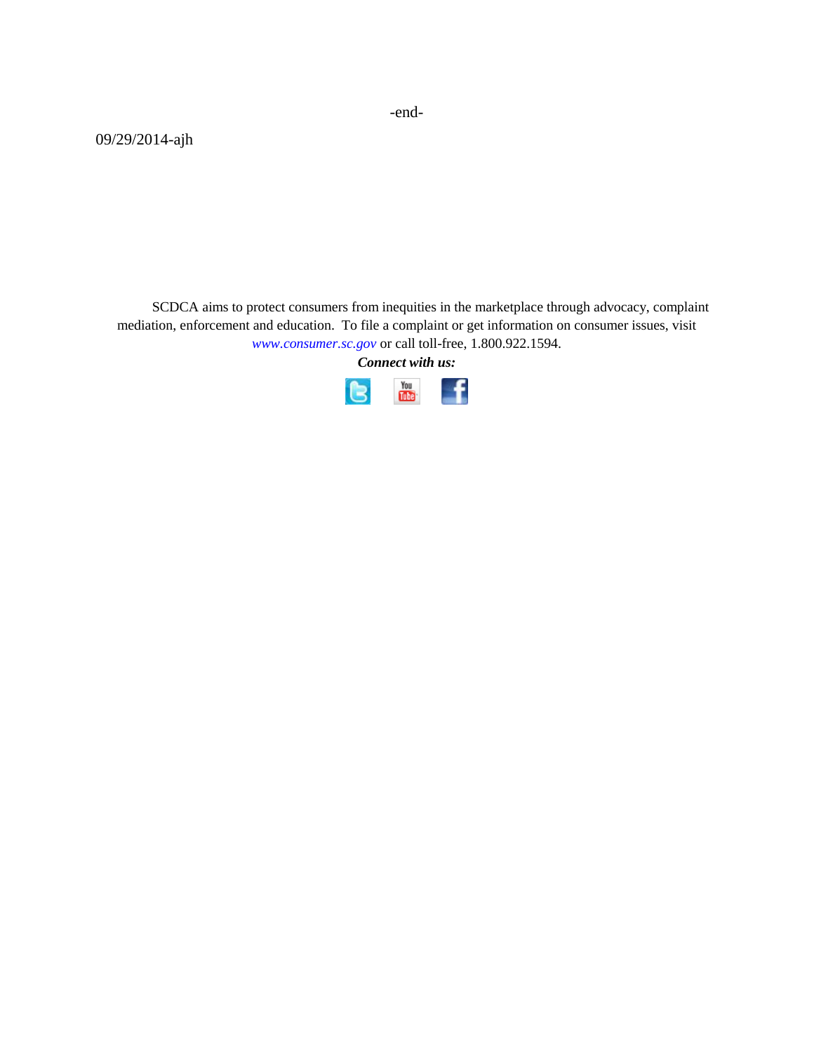-end-

09/29/2014-ajh

SCDCA aims to protect consumers from inequities in the marketplace through advocacy, complaint mediation, enforcement and education. To file a complaint or get information on consumer issues, visit *www.consumer.sc.gov* or call toll-free, 1.800.922.1594.

***Connect with us:***